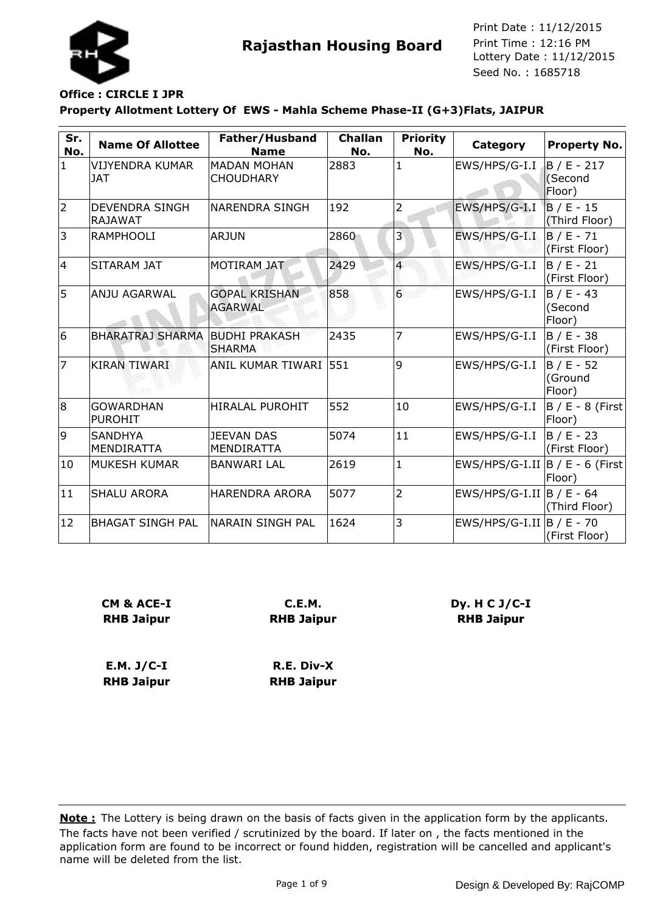# Rajasthan Housing Board

Print Date : 11/12/2015
Print Time : 12:16 PM
Lottery Date : 11/12/2015
Seed No. : 1685718

**Office : CIRCLE I JPR**

**Property Allotment Lottery Of EWS - Mahla Scheme Phase-II (G+3)Flats, JAIPUR**

| Sr. No. | Name Of Allottee | Father/Husband Name | Challan No. | Priority No. | Category | Property No. |
|---|---|---|---|---|---|---|
| 1 | VIJYENDRA KUMAR JAT | MADAN MOHAN CHOUDHARY | 2883 | 1 | EWS/HPS/G-I.I | B / E - 217 (Second Floor) |
| 2 | DEVENDRA SINGH RAJAWAT | NARENDRA SINGH | 192 | 2 | EWS/HPS/G-I.I | B / E - 15 (Third Floor) |
| 3 | RAMPHOOLI | ARJUN | 2860 | 3 | EWS/HPS/G-I.I | B / E - 71 (First Floor) |
| 4 | SITARAM JAT | MOTIRAM JAT | 2429 | 4 | EWS/HPS/G-I.I | B / E - 21 (First Floor) |
| 5 | ANJU AGARWAL | GOPAL KRISHAN AGARWAL | 858 | 6 | EWS/HPS/G-I.I | B / E - 43 (Second Floor) |
| 6 | BHARATRAJ SHARMA | BUDHI PRAKASH SHARMA | 2435 | 7 | EWS/HPS/G-I.I | B / E - 38 (First Floor) |
| 7 | KIRAN TIWARI | ANIL KUMAR TIWARI | 551 | 9 | EWS/HPS/G-I.I | B / E - 52 (Ground Floor) |
| 8 | GOWARDHAN PUROHIT | HIRALAL PUROHIT | 552 | 10 | EWS/HPS/G-I.I | B / E - 8 (First Floor) |
| 9 | SANDHYA MENDIRATTA | JEEVAN DAS MENDIRATTA | 5074 | 11 | EWS/HPS/G-I.I | B / E - 23 (First Floor) |
| 10 | MUKESH KUMAR | BANWARI LAL | 2619 | 1 | EWS/HPS/G-I.II | B / E - 6 (First Floor) |
| 11 | SHALU ARORA | HARENDRA ARORA | 5077 | 2 | EWS/HPS/G-I.II | B / E - 64 (Third Floor) |
| 12 | BHAGAT SINGH PAL | NARAIN SINGH PAL | 1624 | 3 | EWS/HPS/G-I.II | B / E - 70 (First Floor) |

**CM & ACE-I**
**RHB Jaipur**

**C.E.M.**
**RHB Jaipur**

**Dy. H C J/C-I**
**RHB Jaipur**

**E.M. J/C-I**
**RHB Jaipur**

**R.E. Div-X**
**RHB Jaipur**

**Note :** The Lottery is being drawn on the basis of facts given in the application form by the applicants. The facts have not been verified / scrutinized by the board. If later on , the facts mentioned in the application form are found to be incorrect or found hidden, registration will be cancelled and applicant's name will be deleted from the list.

Design & Developed By: RajCOMP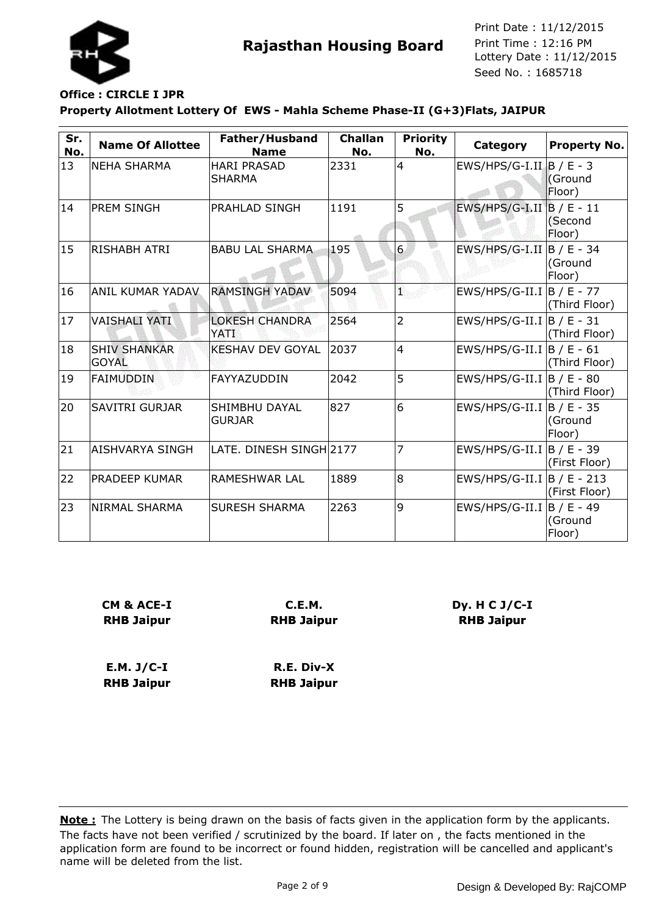**Rajasthan Housing Board**

Print Date : 11/12/2015
Print Time : 12:16 PM
Lottery Date : 11/12/2015
Seed No. : 1685718

**Office : CIRCLE I JPR**

**Property Allotment Lottery Of EWS - Mahla Scheme Phase-II (G+3)Flats, JAIPUR**

| Sr. No. | Name Of Allottee | Father/Husband Name | Challan No. | Priority No. | Category | Property No. |
|---|---|---|---|---|---|---|
| 13 | NEHA SHARMA | HARI PRASAD SHARMA | 2331 | 4 | EWS/HPS/G-I.II | B / E - 3 (Ground Floor) |
| 14 | PREM SINGH | PRAHLAD SINGH | 1191 | 5 | EWS/HPS/G-I.II | B / E - 11 (Second Floor) |
| 15 | RISHABH ATRI | BABU LAL SHARMA | 195 | 6 | EWS/HPS/G-I.II | B / E - 34 (Ground Floor) |
| 16 | ANIL KUMAR YADAV | RAMSINGH YADAV | 5094 | 1 | EWS/HPS/G-II.I | B / E - 77 (Third Floor) |
| 17 | VAISHALI YATI | LOKESH CHANDRA YATI | 2564 | 2 | EWS/HPS/G-II.I | B / E - 31 (Third Floor) |
| 18 | SHIV SHANKAR GOYAL | KESHAV DEV GOYAL | 2037 | 4 | EWS/HPS/G-II.I | B / E - 61 (Third Floor) |
| 19 | FAIMUDDIN | FAYYAZUDDIN | 2042 | 5 | EWS/HPS/G-II.I | B / E - 80 (Third Floor) |
| 20 | SAVITRI GURJAR | SHIMBHU DAYAL GURJAR | 827 | 6 | EWS/HPS/G-II.I | B / E - 35 (Ground Floor) |
| 21 | AISHVARYA SINGH | LATE. DINESH SINGH | 2177 | 7 | EWS/HPS/G-II.I | B / E - 39 (First Floor) |
| 22 | PRADEEP KUMAR | RAMESHWAR LAL | 1889 | 8 | EWS/HPS/G-II.I | B / E - 213 (First Floor) |
| 23 | NIRMAL SHARMA | SURESH SHARMA | 2263 | 9 | EWS/HPS/G-II.I | B / E - 49 (Ground Floor) |

**CM & ACE-I**
**RHB Jaipur**

**C.E.M.**
**RHB Jaipur**

**Dy. H C J/C-I**
**RHB Jaipur**

**E.M. J/C-I**
**RHB Jaipur**

**R.E. Div-X**
**RHB Jaipur**

**Note :** The Lottery is being drawn on the basis of facts given in the application form by the applicants. The facts have not been verified / scrutinized by the board. If later on , the facts mentioned in the application form are found to be incorrect or found hidden, registration will be cancelled and applicant's name will be deleted from the list.

Design & Developed By: RajCOMP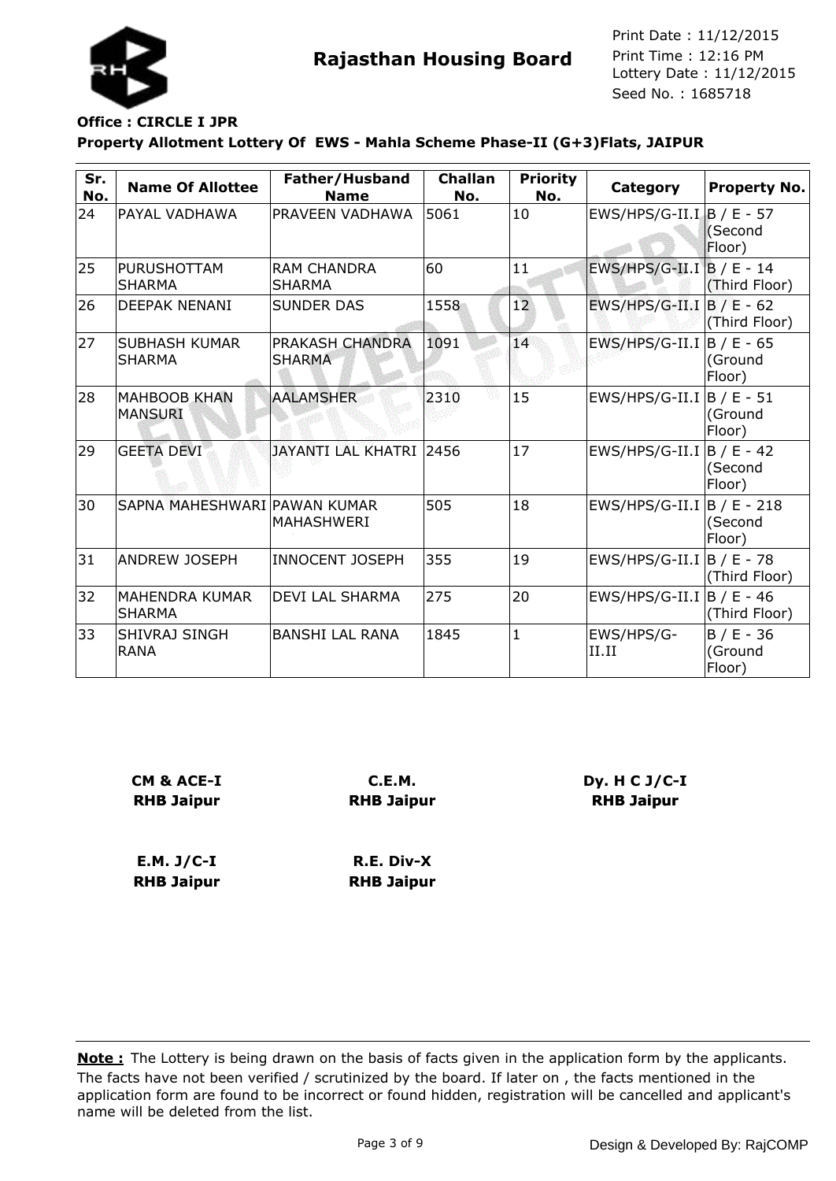**Rajasthan Housing Board**

Print Date : 11/12/2015
Print Time : 12:16 PM
Lottery Date : 11/12/2015
Seed No. : 1685718

**Office : CIRCLE I JPR**

**Property Allotment Lottery Of EWS - Mahla Scheme Phase-II (G+3)Flats, JAIPUR**

| Sr. No. | Name Of Allottee | Father/Husband Name | Challan No. | Priority No. | Category | Property No. |
|---|---|---|---|---|---|---|
| 24 | PAYAL VADHAWA | PRAVEEN VADHAWA | 5061 | 10 | EWS/HPS/G-II.I | B / E - 57 (Second Floor) |
| 25 | PURUSHOTTAM SHARMA | RAM CHANDRA SHARMA | 60 | 11 | EWS/HPS/G-II.I | B / E - 14 (Third Floor) |
| 26 | DEEPAK NENANI | SUNDER DAS | 1558 | 12 | EWS/HPS/G-II.I | B / E - 62 (Third Floor) |
| 27 | SUBHASH KUMAR SHARMA | PRAKASH CHANDRA SHARMA | 1091 | 14 | EWS/HPS/G-II.I | B / E - 65 (Ground Floor) |
| 28 | MAHBOOB KHAN MANSURI | AALAMSHER | 2310 | 15 | EWS/HPS/G-II.I | B / E - 51 (Ground Floor) |
| 29 | GEETA DEVI | JAYANTI LAL KHATRI | 2456 | 17 | EWS/HPS/G-II.I | B / E - 42 (Second Floor) |
| 30 | SAPNA MAHESHWARI | PAWAN KUMAR MAHASHWERI | 505 | 18 | EWS/HPS/G-II.I | B / E - 218 (Second Floor) |
| 31 | ANDREW JOSEPH | INNOCENT JOSEPH | 355 | 19 | EWS/HPS/G-II.I | B / E - 78 (Third Floor) |
| 32 | MAHENDRA KUMAR SHARMA | DEVI LAL SHARMA | 275 | 20 | EWS/HPS/G-II.I | B / E - 46 (Third Floor) |
| 33 | SHIVRAJ SINGH RANA | BANSHI LAL RANA | 1845 | 1 | EWS/HPS/G-II.II | B / E - 36 (Ground Floor) |

**CM & ACE-I**
**RHB Jaipur**

**C.E.M.**
**RHB Jaipur**

**Dy. H C J/C-I**
**RHB Jaipur**

**E.M. J/C-I**
**RHB Jaipur**

**R.E. Div-X**
**RHB Jaipur**

**Note :** The Lottery is being drawn on the basis of facts given in the application form by the applicants. The facts have not been verified / scrutinized by the board. If later on , the facts mentioned in the application form are found to be incorrect or found hidden, registration will be cancelled and applicant's name will be deleted from the list.

Design & Developed By: RajCOMP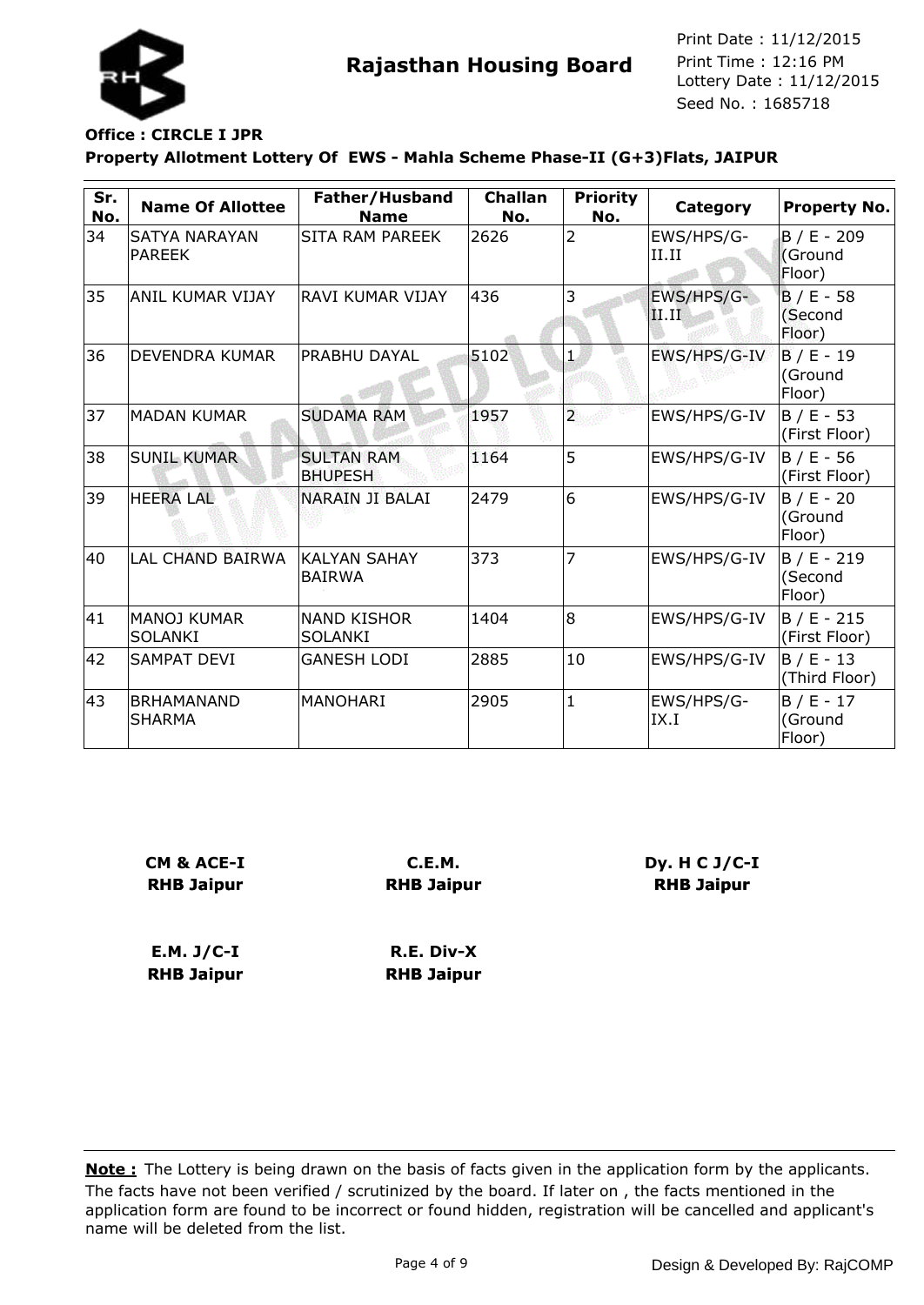**Rajasthan Housing Board**

Print Date : 11/12/2015
Print Time : 12:16 PM
Lottery Date : 11/12/2015
Seed No. : 1685718

**Office : CIRCLE I JPR**

**Property Allotment Lottery Of EWS - Mahla Scheme Phase-II (G+3)Flats, JAIPUR**

| Sr. No. | Name Of Allottee | Father/Husband Name | Challan No. | Priority No. | Category | Property No. |
|---|---|---|---|---|---|---|
| 34 | SATYA NARAYAN PAREEK | SITA RAM PAREEK | 2626 | 2 | EWS/HPS/G-II.II | B / E - 209 (Ground Floor) |
| 35 | ANIL KUMAR VIJAY | RAVI KUMAR VIJAY | 436 | 3 | EWS/HPS/G-II.II | B / E - 58 (Second Floor) |
| 36 | DEVENDRA KUMAR | PRABHU DAYAL | 5102 | 1 | EWS/HPS/G-IV | B / E - 19 (Ground Floor) |
| 37 | MADAN KUMAR | SUDAMA RAM | 1957 | 2 | EWS/HPS/G-IV | B / E - 53 (First Floor) |
| 38 | SUNIL KUMAR | SULTAN RAM BHUPESH | 1164 | 5 | EWS/HPS/G-IV | B / E - 56 (First Floor) |
| 39 | HEERA LAL | NARAIN JI BALAI | 2479 | 6 | EWS/HPS/G-IV | B / E - 20 (Ground Floor) |
| 40 | LAL CHAND BAIRWA | KALYAN SAHAY BAIRWA | 373 | 7 | EWS/HPS/G-IV | B / E - 219 (Second Floor) |
| 41 | MANOJ KUMAR SOLANKI | NAND KISHOR SOLANKI | 1404 | 8 | EWS/HPS/G-IV | B / E - 215 (First Floor) |
| 42 | SAMPAT DEVI | GANESH LODI | 2885 | 10 | EWS/HPS/G-IV | B / E - 13 (Third Floor) |
| 43 | BRHAMANAND SHARMA | MANOHARI | 2905 | 1 | EWS/HPS/G-IX.I | B / E - 17 (Ground Floor) |

**CM & ACE-I**
**RHB Jaipur**

**C.E.M.**
**RHB Jaipur**

**Dy. H C J/C-I**
**RHB Jaipur**

**E.M. J/C-I**
**RHB Jaipur**

**R.E. Div-X**
**RHB Jaipur**

**Note :** The Lottery is being drawn on the basis of facts given in the application form by the applicants. The facts have not been verified / scrutinized by the board. If later on , the facts mentioned in the application form are found to be incorrect or found hidden, registration will be cancelled and applicant's name will be deleted from the list.

Design & Developed By: RajCOMP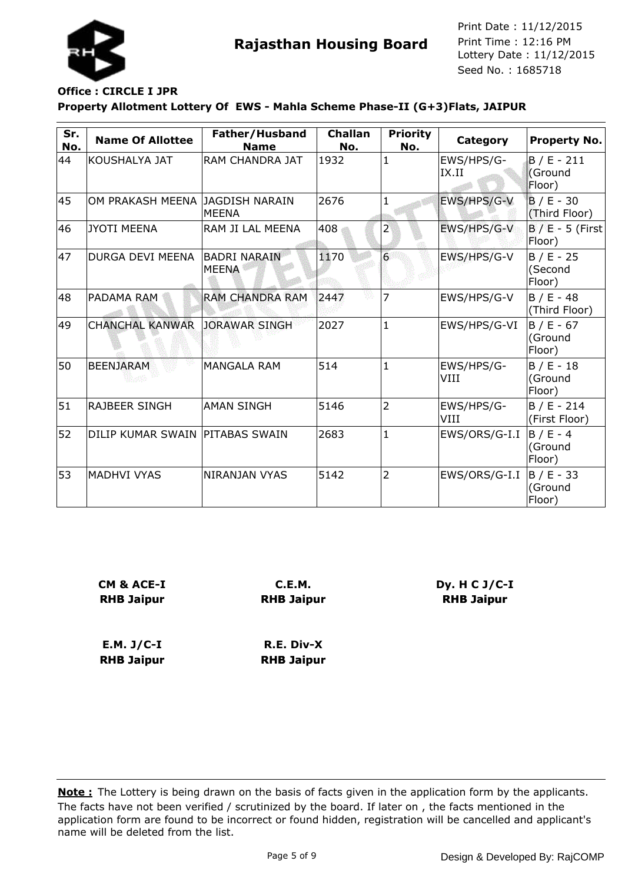# Rajasthan Housing Board

Print Date : 11/12/2015
Print Time : 12:16 PM
Lottery Date : 11/12/2015
Seed No. : 1685718

**Office : CIRCLE I JPR**

**Property Allotment Lottery Of EWS - Mahla Scheme Phase-II (G+3)Flats, JAIPUR**

| Sr. No. | Name Of Allottee | Father/Husband Name | Challan No. | Priority No. | Category | Property No. |
|---|---|---|---|---|---|---|
| 44 | KOUSHALYA JAT | RAM CHANDRA JAT | 1932 | 1 | EWS/HPS/G-IX.II | B / E - 211 (Ground Floor) |
| 45 | OM PRAKASH MEENA | JAGDISH NARAIN MEENA | 2676 | 1 | EWS/HPS/G-V | B / E - 30 (Third Floor) |
| 46 | JYOTI MEENA | RAM JI LAL MEENA | 408 | 2 | EWS/HPS/G-V | B / E - 5 (First Floor) |
| 47 | DURGA DEVI MEENA | BADRI NARAIN MEENA | 1170 | 6 | EWS/HPS/G-V | B / E - 25 (Second Floor) |
| 48 | PADAMA RAM | RAM CHANDRA RAM | 2447 | 7 | EWS/HPS/G-V | B / E - 48 (Third Floor) |
| 49 | CHANCHAL KANWAR | JORAWAR SINGH | 2027 | 1 | EWS/HPS/G-VI | B / E - 67 (Ground Floor) |
| 50 | BEENJARAM | MANGALA RAM | 514 | 1 | EWS/HPS/G-VIII | B / E - 18 (Ground Floor) |
| 51 | RAJBEER SINGH | AMAN SINGH | 5146 | 2 | EWS/HPS/G-VIII | B / E - 214 (First Floor) |
| 52 | DILIP KUMAR SWAIN | PITABAS SWAIN | 2683 | 1 | EWS/ORS/G-I.I | B / E - 4 (Ground Floor) |
| 53 | MADHVI VYAS | NIRANJAN VYAS | 5142 | 2 | EWS/ORS/G-I.I | B / E - 33 (Ground Floor) |

**CM & ACE-I**
**RHB Jaipur**

**C.E.M.**
**RHB Jaipur**

**Dy. H C J/C-I**
**RHB Jaipur**

**E.M. J/C-I**
**RHB Jaipur**

**R.E. Div-X**
**RHB Jaipur**

**Note :** The Lottery is being drawn on the basis of facts given in the application form by the applicants. The facts have not been verified / scrutinized by the board. If later on , the facts mentioned in the application form are found to be incorrect or found hidden, registration will be cancelled and applicant's name will be deleted from the list.

Design & Developed By: RajCOMP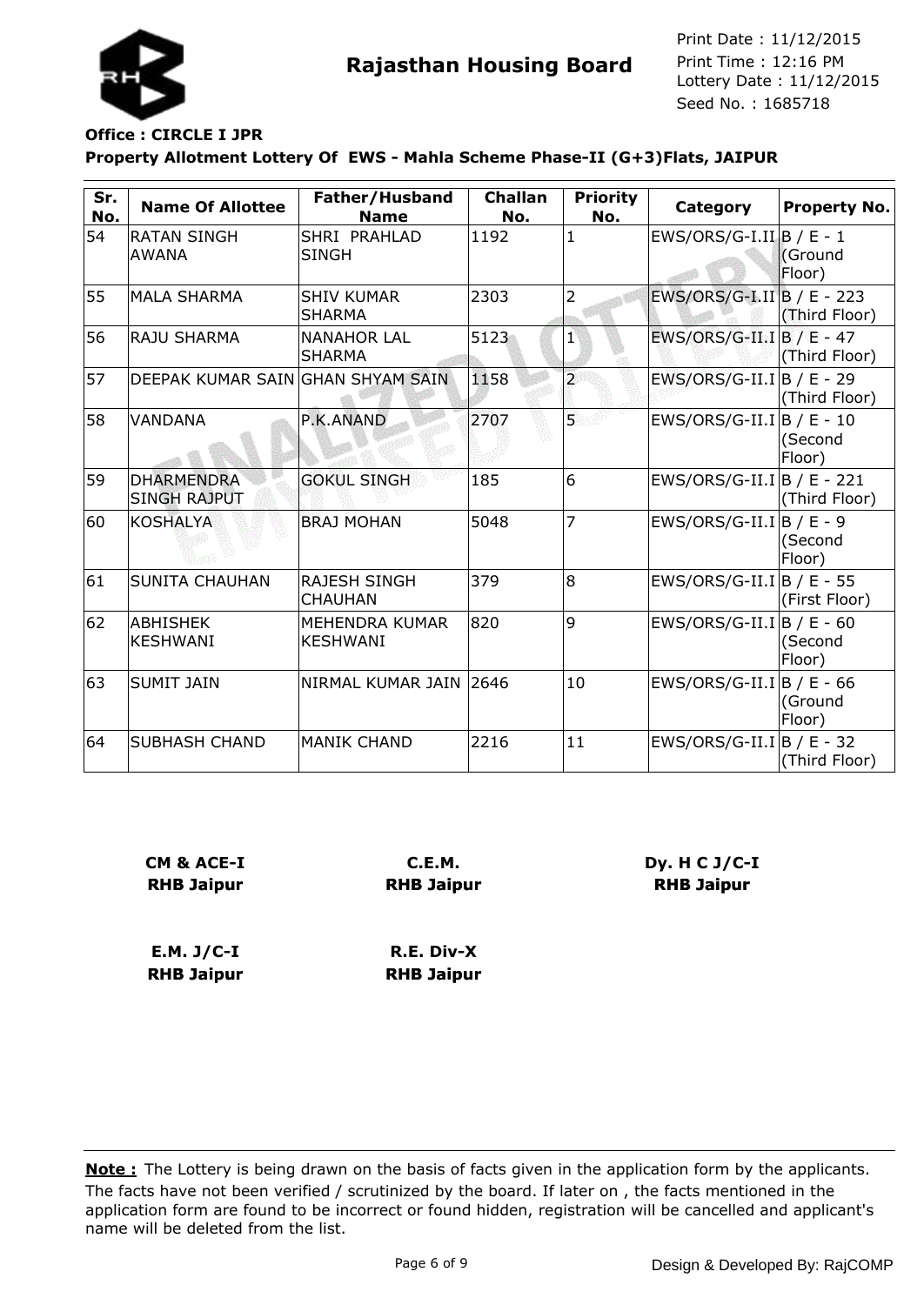# Rajasthan Housing Board

Print Date : 11/12/2015
Print Time : 12:16 PM
Lottery Date : 11/12/2015
Seed No. : 1685718

**Office : CIRCLE I JPR**

**Property Allotment Lottery Of EWS - Mahla Scheme Phase-II (G+3)Flats, JAIPUR**

| Sr. No. | Name Of Allottee | Father/Husband Name | Challan No. | Priority No. | Category | Property No. |
|---|---|---|---|---|---|---|
| 54 | RATAN SINGH AWANA | SHRI PRAHLAD SINGH | 1192 | 1 | EWS/ORS/G-I.II | B / E - 1 (Ground Floor) |
| 55 | MALA SHARMA | SHIV KUMAR SHARMA | 2303 | 2 | EWS/ORS/G-I.II | B / E - 223 (Third Floor) |
| 56 | RAJU SHARMA | NANAHOR LAL SHARMA | 5123 | 1 | EWS/ORS/G-II.I | B / E - 47 (Third Floor) |
| 57 | DEEPAK KUMAR SAIN | GHAN SHYAM SAIN | 1158 | 2 | EWS/ORS/G-II.I | B / E - 29 (Third Floor) |
| 58 | VANDANA | P.K.ANAND | 2707 | 5 | EWS/ORS/G-II.I | B / E - 10 (Second Floor) |
| 59 | DHARMENDRA SINGH RAJPUT | GOKUL SINGH | 185 | 6 | EWS/ORS/G-II.I | B / E - 221 (Third Floor) |
| 60 | KOSHALYA | BRAJ MOHAN | 5048 | 7 | EWS/ORS/G-II.I | B / E - 9 (Second Floor) |
| 61 | SUNITA CHAUHAN | RAJESH SINGH CHAUHAN | 379 | 8 | EWS/ORS/G-II.I | B / E - 55 (First Floor) |
| 62 | ABHISHEK KESHWANI | MEHENDRA KUMAR KESHWANI | 820 | 9 | EWS/ORS/G-II.I | B / E - 60 (Second Floor) |
| 63 | SUMIT JAIN | NIRMAL KUMAR JAIN | 2646 | 10 | EWS/ORS/G-II.I | B / E - 66 (Ground Floor) |
| 64 | SUBHASH CHAND | MANIK CHAND | 2216 | 11 | EWS/ORS/G-II.I | B / E - 32 (Third Floor) |

**CM & ACE-I**
**RHB Jaipur**

**C.E.M.**
**RHB Jaipur**

**Dy. H C J/C-I**
**RHB Jaipur**

**E.M. J/C-I**
**RHB Jaipur**

**R.E. Div-X**
**RHB Jaipur**

**Note :** The Lottery is being drawn on the basis of facts given in the application form by the applicants. The facts have not been verified / scrutinized by the board. If later on , the facts mentioned in the application form are found to be incorrect or found hidden, registration will be cancelled and applicant's name will be deleted from the list.

Design & Developed By: RajCOMP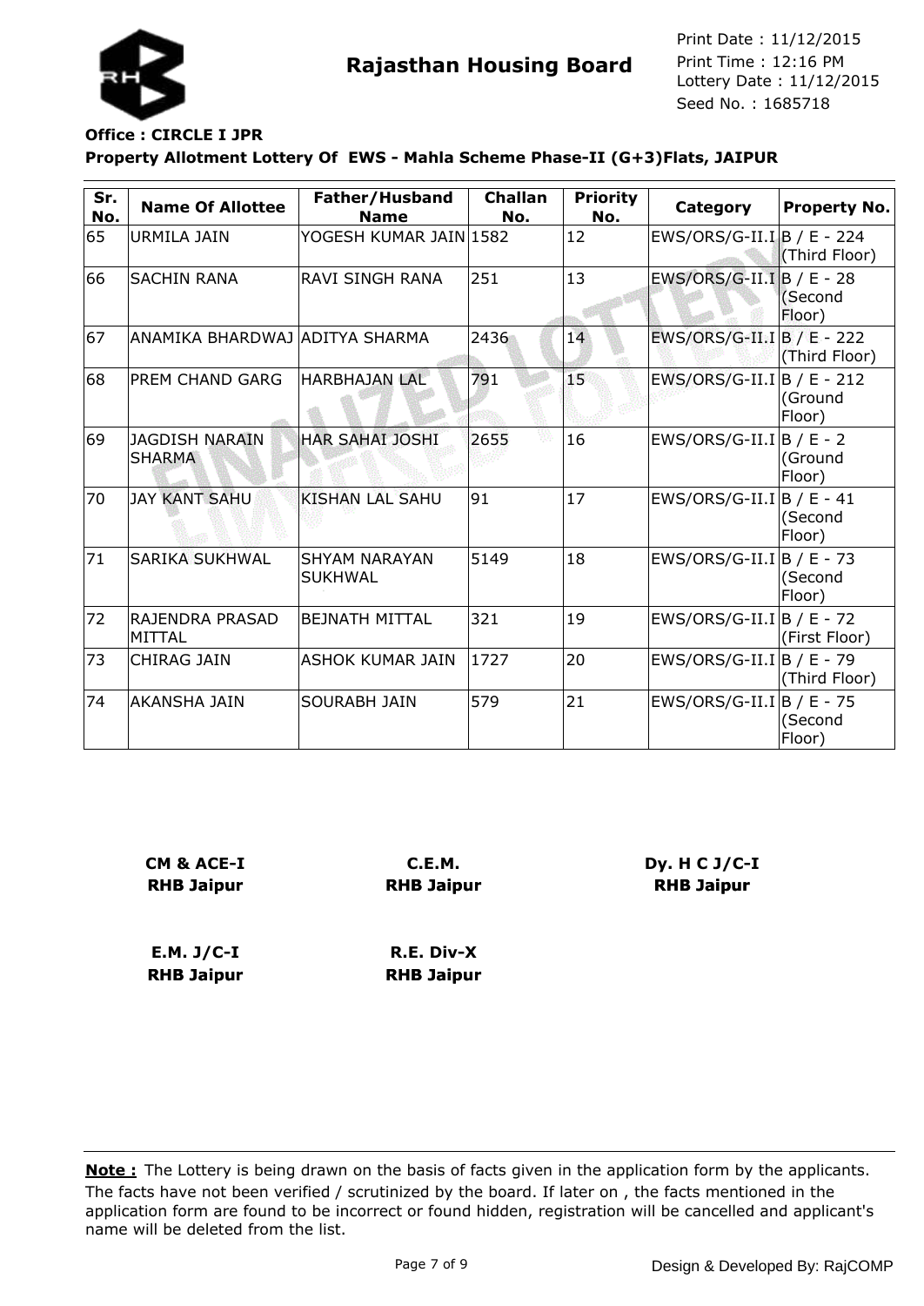# Rajasthan Housing Board

Print Date : 11/12/2015
Print Time : 12:16 PM
Lottery Date : 11/12/2015
Seed No. : 1685718

**Office : CIRCLE I JPR**

**Property Allotment Lottery Of EWS - Mahla Scheme Phase-II (G+3)Flats, JAIPUR**

| Sr. No. | Name Of Allottee | Father/Husband Name | Challan No. | Priority No. | Category | Property No. |
|---|---|---|---|---|---|---|
| 65 | URMILA JAIN | YOGESH KUMAR JAIN | 1582 | 12 | EWS/ORS/G-II.I | B / E - 224 (Third Floor) |
| 66 | SACHIN RANA | RAVI SINGH RANA | 251 | 13 | EWS/ORS/G-II.I | B / E - 28 (Second Floor) |
| 67 | ANAMIKA BHARDWAJ | ADITYA SHARMA | 2436 | 14 | EWS/ORS/G-II.I | B / E - 222 (Third Floor) |
| 68 | PREM CHAND GARG | HARBHAJAN LAL | 791 | 15 | EWS/ORS/G-II.I | B / E - 212 (Ground Floor) |
| 69 | JAGDISH NARAIN SHARMA | HAR SAHAI JOSHI | 2655 | 16 | EWS/ORS/G-II.I | B / E - 2 (Ground Floor) |
| 70 | JAY KANT SAHU | KISHAN LAL SAHU | 91 | 17 | EWS/ORS/G-II.I | B / E - 41 (Second Floor) |
| 71 | SARIKA SUKHWAL | SHYAM NARAYAN SUKHWAL | 5149 | 18 | EWS/ORS/G-II.I | B / E - 73 (Second Floor) |
| 72 | RAJENDRA PRASAD MITTAL | BEJNATH MITTAL | 321 | 19 | EWS/ORS/G-II.I | B / E - 72 (First Floor) |
| 73 | CHIRAG JAIN | ASHOK KUMAR JAIN | 1727 | 20 | EWS/ORS/G-II.I | B / E - 79 (Third Floor) |
| 74 | AKANSHA JAIN | SOURABH JAIN | 579 | 21 | EWS/ORS/G-II.I | B / E - 75 (Second Floor) |

**CM & ACE-I**
**RHB Jaipur**

**C.E.M.**
**RHB Jaipur**

**Dy. H C J/C-I**
**RHB Jaipur**

**E.M. J/C-I**
**RHB Jaipur**

**R.E. Div-X**
**RHB Jaipur**

**Note :** The Lottery is being drawn on the basis of facts given in the application form by the applicants. The facts have not been verified / scrutinized by the board. If later on , the facts mentioned in the application form are found to be incorrect or found hidden, registration will be cancelled and applicant's name will be deleted from the list.

Design & Developed By: RajCOMP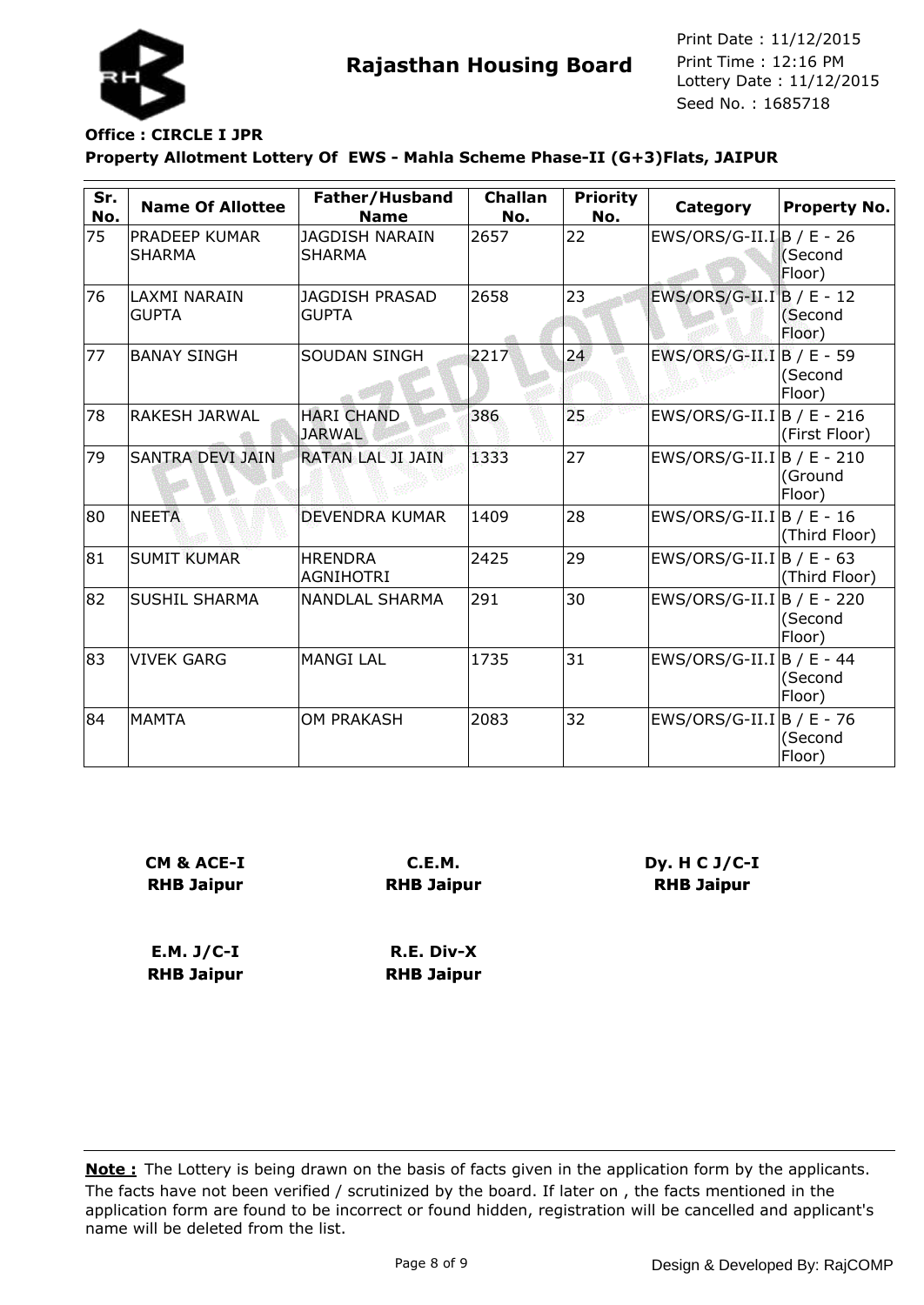Rajasthan Housing Board

Print Date : 11/12/2015
Print Time : 12:16 PM
Lottery Date : 11/12/2015
Seed No. : 1685718

**Office : CIRCLE I JPR**

**Property Allotment Lottery Of EWS - Mahla Scheme Phase-II (G+3)Flats, JAIPUR**

| Sr. No. | Name Of Allottee | Father/Husband Name | Challan No. | Priority No. | Category | Property No. |
|---|---|---|---|---|---|---|
| 75 | PRADEEP KUMAR SHARMA | JAGDISH NARAIN SHARMA | 2657 | 22 | EWS/ORS/G-II.I | B / E - 26 (Second Floor) |
| 76 | LAXMI NARAIN GUPTA | JAGDISH PRASAD GUPTA | 2658 | 23 | EWS/ORS/G-II.I | B / E - 12 (Second Floor) |
| 77 | BANAY SINGH | SOUDAN SINGH | 2217 | 24 | EWS/ORS/G-II.I | B / E - 59 (Second Floor) |
| 78 | RAKESH JARWAL | HARI CHAND JARWAL | 386 | 25 | EWS/ORS/G-II.I | B / E - 216 (First Floor) |
| 79 | SANTRA DEVI JAIN | RATAN LAL JI JAIN | 1333 | 27 | EWS/ORS/G-II.I | B / E - 210 (Ground Floor) |
| 80 | NEETA | DEVENDRA KUMAR | 1409 | 28 | EWS/ORS/G-II.I | B / E - 16 (Third Floor) |
| 81 | SUMIT KUMAR | HRENDRA AGNIHOTRI | 2425 | 29 | EWS/ORS/G-II.I | B / E - 63 (Third Floor) |
| 82 | SUSHIL SHARMA | NANDLAL SHARMA | 291 | 30 | EWS/ORS/G-II.I | B / E - 220 (Second Floor) |
| 83 | VIVEK GARG | MANGI LAL | 1735 | 31 | EWS/ORS/G-II.I | B / E - 44 (Second Floor) |
| 84 | MAMTA | OM PRAKASH | 2083 | 32 | EWS/ORS/G-II.I | B / E - 76 (Second Floor) |

**CM & ACE-I**
**RHB Jaipur**

**C.E.M.**
**RHB Jaipur**

**Dy. H C J/C-I**
**RHB Jaipur**

**E.M. J/C-I**
**RHB Jaipur**

**R.E. Div-X**
**RHB Jaipur**

**Note :** The Lottery is being drawn on the basis of facts given in the application form by the applicants. The facts have not been verified / scrutinized by the board. If later on , the facts mentioned in the application form are found to be incorrect or found hidden, registration will be cancelled and applicant's name will be deleted from the list.

Design & Developed By: RajCOMP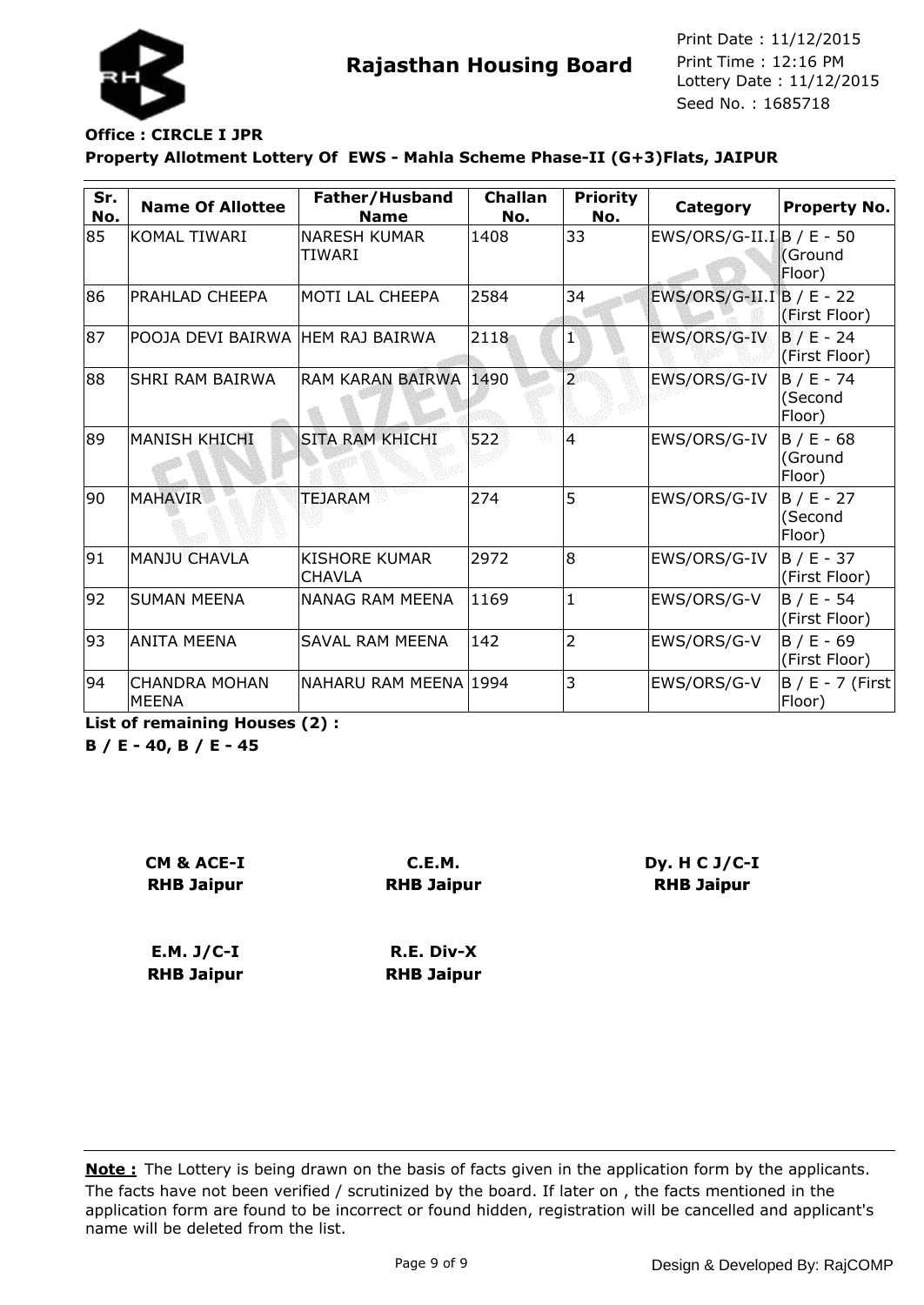# Rajasthan Housing Board

Print Date : 11/12/2015
Print Time : 12:16 PM
Lottery Date : 11/12/2015
Seed No. : 1685718

**Office : CIRCLE I JPR**

**Property Allotment Lottery Of EWS - Mahla Scheme Phase-II (G+3)Flats, JAIPUR**

| Sr. No. | Name Of Allottee | Father/Husband Name | Challan No. | Priority No. | Category | Property No. |
|---|---|---|---|---|---|---|
| 85 | KOMAL TIWARI | NARESH KUMAR TIWARI | 1408 | 33 | EWS/ORS/G-II.I | B / E - 50 (Ground Floor) |
| 86 | PRAHLAD CHEEPA | MOTI LAL CHEEPA | 2584 | 34 | EWS/ORS/G-II.I | B / E - 22 (First Floor) |
| 87 | POOJA DEVI BAIRWA | HEM RAJ BAIRWA | 2118 | 1 | EWS/ORS/G-IV | B / E - 24 (First Floor) |
| 88 | SHRI RAM BAIRWA | RAM KARAN BAIRWA | 1490 | 2 | EWS/ORS/G-IV | B / E - 74 (Second Floor) |
| 89 | MANISH KHICHI | SITA RAM KHICHI | 522 | 4 | EWS/ORS/G-IV | B / E - 68 (Ground Floor) |
| 90 | MAHAVIR | TEJARAM | 274 | 5 | EWS/ORS/G-IV | B / E - 27 (Second Floor) |
| 91 | MANJU CHAVLA | KISHORE KUMAR CHAVLA | 2972 | 8 | EWS/ORS/G-IV | B / E - 37 (First Floor) |
| 92 | SUMAN MEENA | NANAG RAM MEENA | 1169 | 1 | EWS/ORS/G-V | B / E - 54 (First Floor) |
| 93 | ANITA MEENA | SAVAL RAM MEENA | 142 | 2 | EWS/ORS/G-V | B / E - 69 (First Floor) |
| 94 | CHANDRA MOHAN MEENA | NAHARU RAM MEENA | 1994 | 3 | EWS/ORS/G-V | B / E - 7 (First Floor) |

**List of remaining Houses (2) :**

**B / E - 40, B / E - 45**

**CM & ACE-I**
**RHB Jaipur**

**C.E.M.**
**RHB Jaipur**

**Dy. H C J/C-I**
**RHB Jaipur**

**E.M. J/C-I**
**RHB Jaipur**

**R.E. Div-X**
**RHB Jaipur**

**Note :** The Lottery is being drawn on the basis of facts given in the application form by the applicants. The facts have not been verified / scrutinized by the board. If later on , the facts mentioned in the application form are found to be incorrect or found hidden, registration will be cancelled and applicant's name will be deleted from the list.

Design & Developed By: RajCOMP